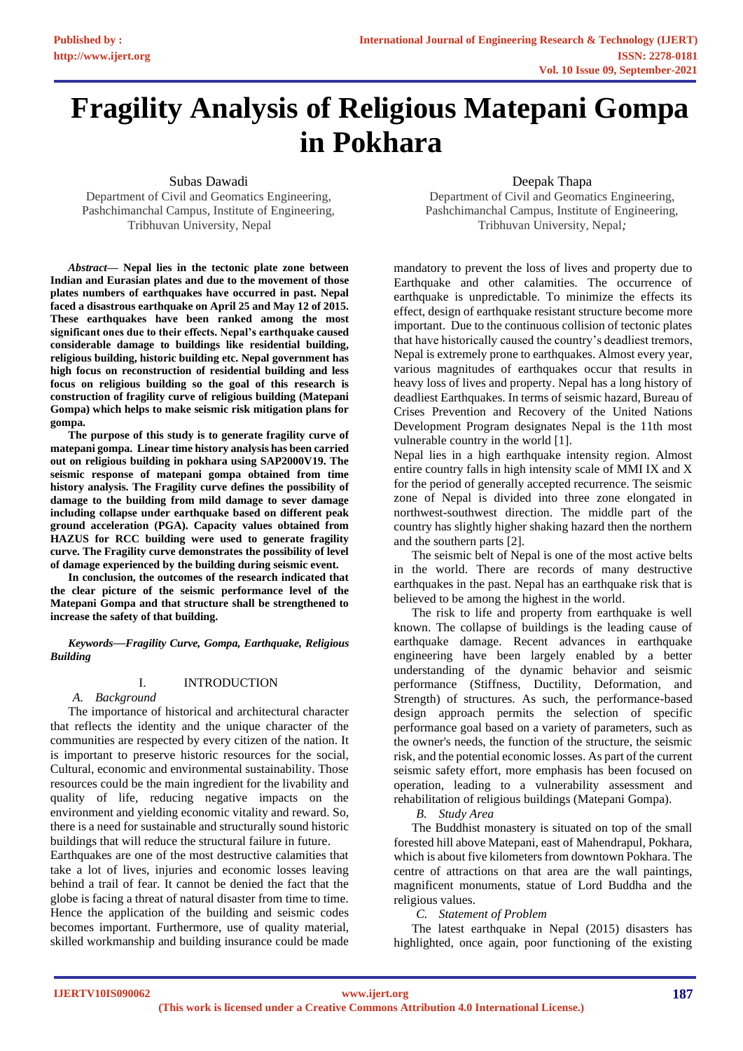# Fragility Analysis of Religious Matepani Gompa in Pokhara

Subas Dawadi
Department of Civil and Geomatics Engineering,
Paschimanchal Campus, Institute of Engineering,
Tribhuvan University, Nepal

Deepak Thapa
Department of Civil and Geomatics Engineering,
Paschimanchal Campus, Institute of Engineering,
Tribhuvan University, Nepal;

***Abstract*— Nepal lies in the tectonic plate zone between Indian and Eurasian plates and due to the movement of those plates numbers of earthquakes have occurred in past. Nepal faced a disastrous earthquake on April 25 and May 12 of 2015. These earthquakes have been ranked among the most significant ones due to their effects. Nepal's earthquake caused considerable damage to buildings like residential building, religious building, historic building etc. Nepal government has high focus on reconstruction of residential building and less focus on religious building so the goal of this research is construction of fragility curve of religious building (Matepani Gompa) which helps to make seismic risk mitigation plans for gompa.**

**The purpose of this study is to generate fragility curve of matepani gompa. Linear time history analysis has been carried out on religious building in pokhara using SAP2000V19. The seismic response of matepani gompa obtained from time history analysis. The Fragility curve defines the possibility of damage to the building from mild damage to sever damage including collapse under earthquake based on different peak ground acceleration (PGA). Capacity values obtained from HAZUS for RCC building were used to generate fragility curve. The Fragility curve demonstrates the possibility of level of damage experienced by the building during seismic event.**

**In conclusion, the outcomes of the research indicated that the clear picture of the seismic performance level of the Matepani Gompa and that structure shall be strengthened to increase the safety of that building.**

***Keywords—Fragility Curve, Gompa, Earthquake, Religious Building***

## I. INTRODUCTION

### *A. Background*

The importance of historical and architectural character that reflects the identity and the unique character of the communities are respected by every citizen of the nation. It is important to preserve historic resources for the social, Cultural, economic and environmental sustainability. Those resources could be the main ingredient for the livability and quality of life, reducing negative impacts on the environment and yielding economic vitality and reward. So, there is a need for sustainable and structurally sound historic buildings that will reduce the structural failure in future.

Earthquakes are one of the most destructive calamities that take a lot of lives, injuries and economic losses leaving behind a trail of fear. It cannot be denied the fact that the globe is facing a threat of natural disaster from time to time. Hence the application of the building and seismic codes becomes important. Furthermore, use of quality material, skilled workmanship and building insurance could be made mandatory to prevent the loss of lives and property due to Earthquake and other calamities. The occurrence of earthquake is unpredictable. To minimize the effects its effect, design of earthquake resistant structure become more important. Due to the continuous collision of tectonic plates that have historically caused the country's deadliest tremors, Nepal is extremely prone to earthquakes. Almost every year, various magnitudes of earthquakes occur that results in heavy loss of lives and property. Nepal has a long history of deadliest Earthquakes. In terms of seismic hazard, Bureau of Crises Prevention and Recovery of the United Nations Development Program designates Nepal is the 11th most vulnerable country in the world [1].

Nepal lies in a high earthquake intensity region. Almost entire country falls in high intensity scale of MMI IX and X for the period of generally accepted recurrence. The seismic zone of Nepal is divided into three zone elongated in northwest-southwest direction. The middle part of the country has slightly higher shaking hazard then the northern and the southern parts [2].

The seismic belt of Nepal is one of the most active belts in the world. There are records of many destructive earthquakes in the past. Nepal has an earthquake risk that is believed to be among the highest in the world.

The risk to life and property from earthquake is well known. The collapse of buildings is the leading cause of earthquake damage. Recent advances in earthquake engineering have been largely enabled by a better understanding of the dynamic behavior and seismic performance (Stiffness, Ductility, Deformation, and Strength) of structures. As such, the performance-based design approach permits the selection of specific performance goal based on a variety of parameters, such as the owner's needs, the function of the structure, the seismic risk, and the potential economic losses. As part of the current seismic safety effort, more emphasis has been focused on operation, leading to a vulnerability assessment and rehabilitation of religious buildings (Matepani Gompa).

### *B. Study Area*

The Buddhist monastery is situated on top of the small forested hill above Matepani, east of Mahendrapul, Pokhara, which is about five kilometers from downtown Pokhara. The centre of attractions on that area are the wall paintings, magnificent monuments, statue of Lord Buddha and the religious values.

### *C. Statement of Problem*

The latest earthquake in Nepal (2015) disasters has highlighted, once again, poor functioning of the existing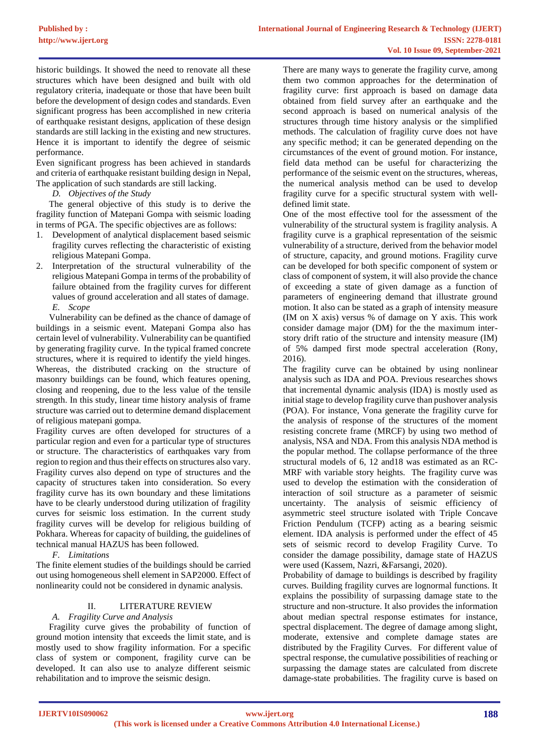historic buildings. It showed the need to renovate all these structures which have been designed and built with old regulatory criteria, inadequate or those that have been built before the development of design codes and standards. Even significant progress has been accomplished in new criteria of earthquake resistant designs, application of these design standards are still lacking in the existing and new structures. Hence it is important to identify the degree of seismic performance.

Even significant progress has been achieved in standards and criteria of earthquake resistant building design in Nepal, The application of such standards are still lacking.

### *D. Objectives of the Study*

The general objective of this study is to derive the fragility function of Matepani Gompa with seismic loading in terms of PGA. The specific objectives are as follows:

1. Development of analytical displacement based seismic fragility curves reflecting the characteristic of existing religious Matepani Gompa.
2. Interpretation of the structural vulnerability of the religious Matepani Gompa in terms of the probability of failure obtained from the fragility curves for different values of ground acceleration and all states of damage.

### *E. Scope*

Vulnerability can be defined as the chance of damage of buildings in a seismic event. Matepani Gompa also has certain level of vulnerability. Vulnerability can be quantified by generating fragility curve. In the typical framed concrete structures, where it is required to identify the yield hinges. Whereas, the distributed cracking on the structure of masonry buildings can be found, which features opening, closing and reopening, due to the less value of the tensile strength. In this study, linear time history analysis of frame structure was carried out to determine demand displacement of religious matepani gompa.

Fragility curves are often developed for structures of a particular region and even for a particular type of structures or structure. The characteristics of earthquakes vary from region to region and thus their effects on structures also vary. Fragility curves also depend on type of structures and the capacity of structures taken into consideration. So every fragility curve has its own boundary and these limitations have to be clearly understood during utilization of fragility curves for seismic loss estimation. In the current study fragility curves will be develop for religious building of Pokhara. Whereas for capacity of building, the guidelines of technical manual HAZUS has been followed.

### *F. Limitations*

The finite element studies of the buildings should be carried out using homogeneous shell element in SAP2000. Effect of nonlinearity could not be considered in dynamic analysis.

## II. LITERATURE REVIEW

### *A. Fragility Curve and Analysis*

Fragility curve gives the probability of function of ground motion intensity that exceeds the limit state, and is mostly used to show fragility information. For a specific class of system or component, fragility curve can be developed. It can also use to analyze different seismic rehabilitation and to improve the seismic design.

There are many ways to generate the fragility curve, among them two common approaches for the determination of fragility curve: first approach is based on damage data obtained from field survey after an earthquake and the second approach is based on numerical analysis of the structures through time history analysis or the simplified methods. The calculation of fragility curve does not have any specific method; it can be generated depending on the circumstances of the event of ground motion. For instance, field data method can be useful for characterizing the performance of the seismic event on the structures, whereas, the numerical analysis method can be used to develop fragility curve for a specific structural system with well-defined limit state.

One of the most effective tool for the assessment of the vulnerability of the structural system is fragility analysis. A fragility curve is a graphical representation of the seismic vulnerability of a structure, derived from the behavior model of structure, capacity, and ground motions. Fragility curve can be developed for both specific component of system or class of component of system, it will also provide the chance of exceeding a state of given damage as a function of parameters of engineering demand that illustrate ground motion. It also can be stated as a graph of intensity measure (IM on X axis) versus % of damage on Y axis. This work consider damage major (DM) for the the maximum inter-story drift ratio of the structure and intensity measure (IM) of 5% damped first mode spectral acceleration (Rony, 2016).

The fragility curve can be obtained by using nonlinear analysis such as IDA and POA. Previous researches shows that incremental dynamic analysis (IDA) is mostly used as initial stage to develop fragility curve than pushover analysis (POA). For instance, Vona generate the fragility curve for the analysis of response of the structures of the moment resisting concrete frame (MRCF) by using two method of analysis, NSA and NDA. From this analysis NDA method is the popular method. The collapse performance of the three structural models of 6, 12 and18 was estimated as an RC-MRF with variable story heights. The fragility curve was used to develop the estimation with the consideration of interaction of soil structure as a parameter of seismic uncertainty. The analysis of seismic efficiency of asymmetric steel structure isolated with Triple Concave Friction Pendulum (TCFP) acting as a bearing seismic element. IDA analysis is performed under the effect of 45 sets of seismic record to develop Fragility Curve. To consider the damage possibility, damage state of HAZUS were used (Kassem, Nazri, &Farsangi, 2020).

Probability of damage to buildings is described by fragility curves. Building fragility curves are lognormal functions. It explains the possibility of surpassing damage state to the structure and non-structure. It also provides the information about median spectral response estimates for instance, spectral displacement. The degree of damage among slight, moderate, extensive and complete damage states are distributed by the Fragility Curves. For different value of spectral response, the cumulative possibilities of reaching or surpassing the damage states are calculated from discrete damage-state probabilities. The fragility curve is based on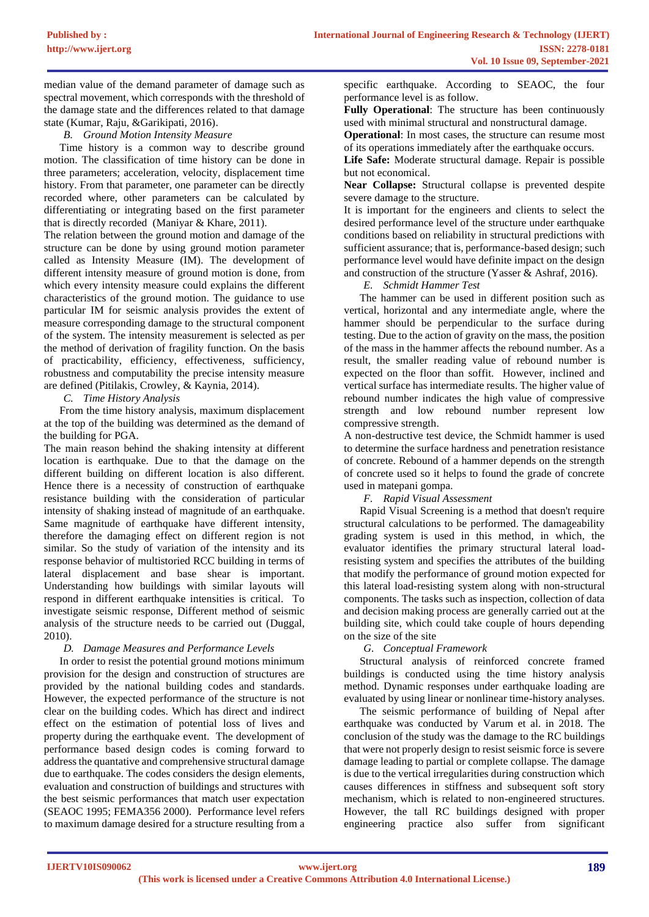median value of the demand parameter of damage such as spectral movement, which corresponds with the threshold of the damage state and the differences related to that damage state (Kumar, Raju, &Garikipati, 2016).

### *B. Ground Motion Intensity Measure*

Time history is a common way to describe ground motion. The classification of time history can be done in three parameters; acceleration, velocity, displacement time history. From that parameter, one parameter can be directly recorded where, other parameters can be calculated by differentiating or integrating based on the first parameter that is directly recorded (Maniyar & Khare, 2011).

The relation between the ground motion and damage of the structure can be done by using ground motion parameter called as Intensity Measure (IM). The development of different intensity measure of ground motion is done, from which every intensity measure could explains the different characteristics of the ground motion. The guidance to use particular IM for seismic analysis provides the extent of measure corresponding damage to the structural component of the system. The intensity measurement is selected as per the method of derivation of fragility function. On the basis of practicability, efficiency, effectiveness, sufficiency, robustness and computability the precise intensity measure are defined (Pitilakis, Crowley, & Kaynia, 2014).

### *C. Time History Analysis*

From the time history analysis, maximum displacement at the top of the building was determined as the demand of the building for PGA.

The main reason behind the shaking intensity at different location is earthquake. Due to that the damage on the different building on different location is also different. Hence there is a necessity of construction of earthquake resistance building with the consideration of particular intensity of shaking instead of magnitude of an earthquake. Same magnitude of earthquake have different intensity, therefore the damaging effect on different region is not similar. So the study of variation of the intensity and its response behavior of multistoried RCC building in terms of lateral displacement and base shear is important. Understanding how buildings with similar layouts will respond in different earthquake intensities is critical. To investigate seismic response, Different method of seismic analysis of the structure needs to be carried out (Duggal, 2010).

### *D. Damage Measures and Performance Levels*

In order to resist the potential ground motions minimum provision for the design and construction of structures are provided by the national building codes and standards. However, the expected performance of the structure is not clear on the building codes. Which has direct and indirect effect on the estimation of potential loss of lives and property during the earthquake event. The development of performance based design codes is coming forward to address the quantative and comprehensive structural damage due to earthquake. The codes considers the design elements, evaluation and construction of buildings and structures with the best seismic performances that match user expectation (SEAOC 1995; FEMA356 2000). Performance level refers to maximum damage desired for a structure resulting from a specific earthquake. According to SEAOC, the four performance level is as follow.

**Fully Operational**: The structure has been continuously used with minimal structural and nonstructural damage.

**Operational**: In most cases, the structure can resume most of its operations immediately after the earthquake occurs.

**Life Safe:** Moderate structural damage. Repair is possible but not economical.

**Near Collapse:** Structural collapse is prevented despite severe damage to the structure.

It is important for the engineers and clients to select the desired performance level of the structure under earthquake conditions based on reliability in structural predictions with sufficient assurance; that is, performance-based design; such performance level would have definite impact on the design and construction of the structure (Yasser & Ashraf, 2016).

### *E. Schmidt Hammer Test*

The hammer can be used in different position such as vertical, horizontal and any intermediate angle, where the hammer should be perpendicular to the surface during testing. Due to the action of gravity on the mass, the position of the mass in the hammer affects the rebound number. As a result, the smaller reading value of rebound number is expected on the floor than soffit. However, inclined and vertical surface has intermediate results. The higher value of rebound number indicates the high value of compressive strength and low rebound number represent low compressive strength.

A non-destructive test device, the Schmidt hammer is used to determine the surface hardness and penetration resistance of concrete. Rebound of a hammer depends on the strength of concrete used so it helps to found the grade of concrete used in matepani gompa.

### *F. Rapid Visual Assessment*

Rapid Visual Screening is a method that doesn't require structural calculations to be performed. The damageability grading system is used in this method, in which, the evaluator identifies the primary structural lateral load-resisting system and specifies the attributes of the building that modify the performance of ground motion expected for this lateral load-resisting system along with non-structural components. The tasks such as inspection, collection of data and decision making process are generally carried out at the building site, which could take couple of hours depending on the size of the site

### *G. Conceptual Framework*

Structural analysis of reinforced concrete framed buildings is conducted using the time history analysis method. Dynamic responses under earthquake loading are evaluated by using linear or nonlinear time-history analyses.

The seismic performance of building of Nepal after earthquake was conducted by Varum et al. in 2018. The conclusion of the study was the damage to the RC buildings that were not properly design to resist seismic force is severe damage leading to partial or complete collapse. The damage is due to the vertical irregularities during construction which causes differences in stiffness and subsequent soft story mechanism, which is related to non-engineered structures. However, the tall RC buildings designed with proper engineering practice also suffer from significant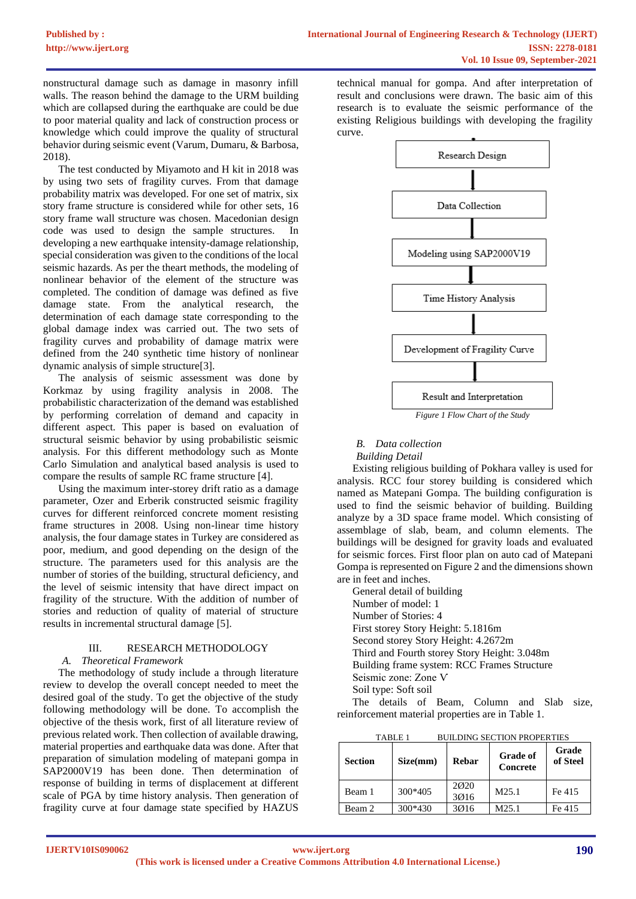nonstructural damage such as damage in masonry infill walls. The reason behind the damage to the URM building which are collapsed during the earthquake are could be due to poor material quality and lack of construction process or knowledge which could improve the quality of structural behavior during seismic event (Varum, Dumaru, & Barbosa, 2018).

The test conducted by Miyamoto and H kit in 2018 was by using two sets of fragility curves. From that damage probability matrix was developed. For one set of matrix, six story frame structure is considered while for other sets, 16 story frame wall structure was chosen. Macedonian design code was used to design the sample structures. In developing a new earthquake intensity-damage relationship, special consideration was given to the conditions of the local seismic hazards. As per the theart methods, the modeling of nonlinear behavior of the element of the structure was completed. The condition of damage was defined as five damage state. From the analytical research, the determination of each damage state corresponding to the global damage index was carried out. The two sets of fragility curves and probability of damage matrix were defined from the 240 synthetic time history of nonlinear dynamic analysis of simple structure[3].

The analysis of seismic assessment was done by Korkmaz by using fragility analysis in 2008. The probabilistic characterization of the demand was established by performing correlation of demand and capacity in different aspect. This paper is based on evaluation of structural seismic behavior by using probabilistic seismic analysis. For this different methodology such as Monte Carlo Simulation and analytical based analysis is used to compare the results of sample RC frame structure [4].

Using the maximum inter-storey drift ratio as a damage parameter, Ozer and Erberik constructed seismic fragility curves for different reinforced concrete moment resisting frame structures in 2008. Using non-linear time history analysis, the four damage states in Turkey are considered as poor, medium, and good depending on the design of the structure. The parameters used for this analysis are the number of stories of the building, structural deficiency, and the level of seismic intensity that have direct impact on fragility of the structure. With the addition of number of stories and reduction of quality of material of structure results in incremental structural damage [5].

## III. RESEARCH METHODOLOGY

### *A. Theoretical Framework*

The methodology of study include a through literature review to develop the overall concept needed to meet the desired goal of the study. To get the objective of the study following methodology will be done. To accomplish the objective of the thesis work, first of all literature review of previous related work. Then collection of available drawing, material properties and earthquake data was done. After that preparation of simulation modeling of matepani gompa in SAP2000V19 has been done. Then determination of response of building in terms of displacement at different scale of PGA by time history analysis. Then generation of fragility curve at four damage state specified by HAZUS technical manual for gompa. And after interpretation of result and conclusions were drawn. The basic aim of this research is to evaluate the seismic performance of the existing Religious buildings with developing the fragility curve.

Research Design

Data Collection

Modeling using SAP2000V19

Time History Analysis

Development of Fragility Curve

Result and Interpretation

*Figure 1 Flow Chart of the Study*

### *B. Data collection*

*Building Detail*

Existing religious building of Pokhara valley is used for analysis. RCC four storey building is considered which named as Matepani Gompa. The building configuration is used to find the seismic behavior of building. Building analyze by a 3D space frame model. Which consisting of assemblage of slab, beam, and column elements. The buildings will be designed for gravity loads and evaluated for seismic forces. First floor plan on auto cad of Matepani Gompa is represented on Figure 2 and the dimensions shown are in feet and inches.

General detail of building
Number of model: 1
Number of Stories: 4
First storey Story Height: 5.1816m
Second storey Story Height: 4.2672m
Third and Fourth storey Story Height: 3.048m
Building frame system: RCC Frames Structure
Seismic zone: Zone V
Soil type: Soft soil

The details of Beam, Column and Slab size, reinforcement material properties are in Table 1.

TABLE 1 BUILDING SECTION PROPERTIES

| Section | Size(mm) | Rebar | Grade of Concrete | Grade of Steel |
|---|---|---|---|---|
| Beam 1 | 300*405 | 2Ø20 3Ø16 | M25.1 | Fe 415 |
| Beam 2 | 300*430 | 3Ø16 | M25.1 | Fe 415 |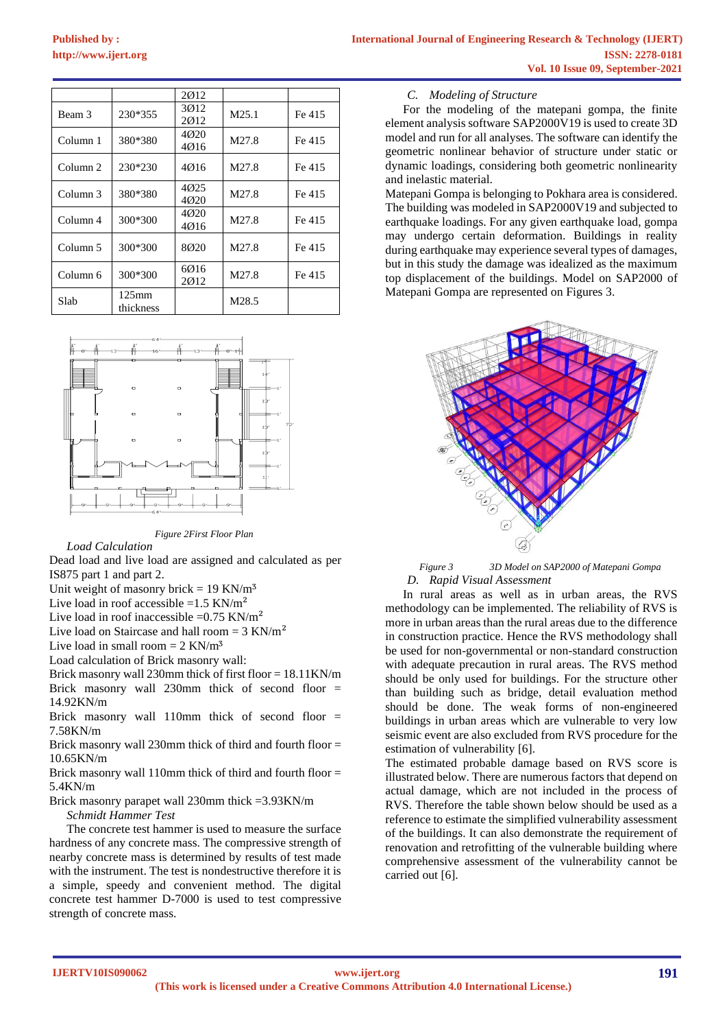| | | | | |
|---|---|---|---|---|
| Beam 3 | 230*355 | 2Ø12<br>3Ø12<br>2Ø12 | M25.1 | Fe 415 |
| Column 1 | 380*380 | 4Ø20<br>4Ø16 | M27.8 | Fe 415 |
| Column 2 | 230*230 | 4Ø16 | M27.8 | Fe 415 |
| Column 3 | 380*380 | 4Ø25<br>4Ø20 | M27.8 | Fe 415 |
| Column 4 | 300*300 | 4Ø20<br>4Ø16 | M27.8 | Fe 415 |
| Column 5 | 300*300 | 8Ø20 | M27.8 | Fe 415 |
| Column 6 | 300*300 | 6Ø16<br>2Ø12 | M27.8 | Fe 415 |
| Slab | 125mm thickness | | M28.5 | |

*Figure 2First Floor Plan*

*Load Calculation*

Dead load and live load are assigned and calculated as per IS875 part 1 and part 2.

Unit weight of masonry brick = 19 KN/m³

Live load in roof accessible =1.5 KN/m²

Live load in roof inaccessible =0.75 KN/m²

Live load on Staircase and hall room = 3 KN/m²

Live load in small room = 2 KN/m³

Load calculation of Brick masonry wall:

Brick masonry wall 230mm thick of first floor = 18.11KN/m

Brick masonry wall 230mm thick of second floor = 14.92KN/m

Brick masonry wall 110mm thick of second floor = 7.58KN/m

Brick masonry wall 230mm thick of third and fourth floor = 10.65KN/m

Brick masonry wall 110mm thick of third and fourth floor = 5.4KN/m

Brick masonry parapet wall 230mm thick =3.93KN/m

*Schmidt Hammer Test*

The concrete test hammer is used to measure the surface hardness of any concrete mass. The compressive strength of nearby concrete mass is determined by results of test made with the instrument. The test is nondestructive therefore it is a simple, speedy and convenient method. The digital concrete test hammer D-7000 is used to test compressive strength of concrete mass.

### *C. Modeling of Structure*

For the modeling of the matepani gompa, the finite element analysis software SAP2000V19 is used to create 3D model and run for all analyses. The software can identify the geometric nonlinear behavior of structure under static or dynamic loadings, considering both geometric nonlinearity and inelastic material.

Matepani Gompa is belonging to Pokhara area is considered. The building was modeled in SAP2000V19 and subjected to earthquake loadings. For any given earthquake load, gompa may undergo certain deformation. Buildings in reality during earthquake may experience several types of damages, but in this study the damage was idealized as the maximum top displacement of the buildings. Model on SAP2000 of Matepani Gompa are represented on Figures 3.

*Figure 3 3D Model on SAP2000 of Matepani Gompa*

### *D. Rapid Visual Assessment*

In rural areas as well as in urban areas, the RVS methodology can be implemented. The reliability of RVS is more in urban areas than the rural areas due to the difference in construction practice. Hence the RVS methodology shall be used for non-governmental or non-standard construction with adequate precaution in rural areas. The RVS method should be only used for buildings. For the structure other than building such as bridge, detail evaluation method should be done. The weak forms of non-engineered buildings in urban areas which are vulnerable to very low seismic event are also excluded from RVS procedure for the estimation of vulnerability [6].

The estimated probable damage based on RVS score is illustrated below. There are numerous factors that depend on actual damage, which are not included in the process of RVS. Therefore the table shown below should be used as a reference to estimate the simplified vulnerability assessment of the buildings. It can also demonstrate the requirement of renovation and retrofitting of the vulnerable building where comprehensive assessment of the vulnerability cannot be carried out [6].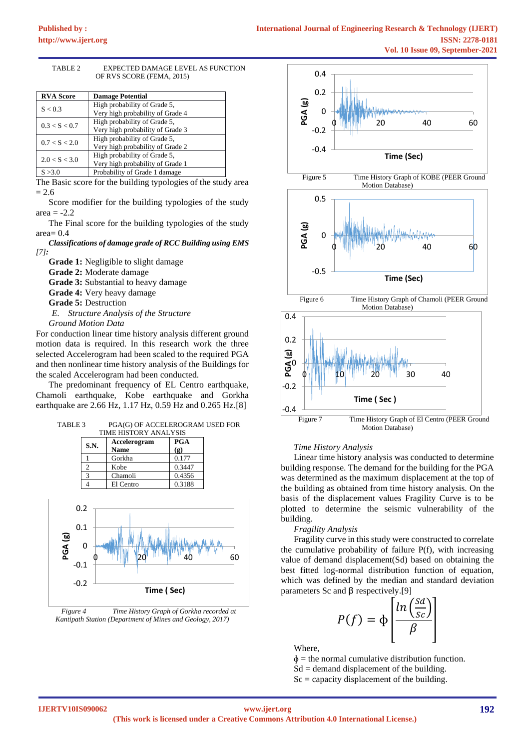TABLE 2 EXPECTED DAMAGE LEVEL AS FUNCTION OF RVS SCORE (FEMA, 2015)

| RVA Score | Damage Potential |
|---|---|
| S < 0.3 | High probability of Grade 5, Very high probability of Grade 4 |
| 0.3 < S < 0.7 | High probability of Grade 5, Very high probability of Grade 3 |
| 0.7 < S < 2.0 | High probability of Grade 5, Very high probability of Grade 2 |
| 2.0 < S < 3.0 | High probability of Grade 5, Very high probability of Grade 1 |
| S >3.0 | Probability of Grade 1 damage |

The Basic score for the building typologies of the study area = 2.6

Score modifier for the building typologies of the study area = -2.2

The Final score for the building typologies of the study area= 0.4

***Classifications of damage grade of RCC Building using EMS*** *[7]:*

**Grade 1:** Negligible to slight damage
**Grade 2:** Moderate damage
**Grade 3:** Substantial to heavy damage
**Grade 4:** Very heavy damage
**Grade 5:** Destruction

*E. Structure Analysis of the Structure*

*Ground Motion Data*

For conduction linear time history analysis different ground motion data is required. In this research work the three selected Accelerogram had been scaled to the required PGA and then nonlinear time history analysis of the Buildings for the scaled Accelerogram had been conducted.

The predominant frequency of EL Centro earthquake, Chamoli earthquake, Kobe earthquake and Gorkha earthquake are 2.66 Hz, 1.17 Hz, 0.59 Hz and 0.265 Hz.[8]

TABLE 3 PGA(G) OF ACCELEROGRAM USED FOR TIME HISTORY ANALYSIS

| S.N. | Accelerogram Name | PGA (g) |
|---|---|---|
| 1 | Gorkha | 0.177 |
| 2 | Kobe | 0.3447 |
| 3 | Chamoli | 0.4356 |
| 4 | El Centro | 0.3188 |

PGA (g)
0.2
0.1
0
-0.1
-0.2
0
20
40
60
Time ( Sec)

*Figure 4 Time History Graph of Gorkha recorded at Kantipath Station (Department of Mines and Geology, 2017)*

PGA (g)
0.4
0.2
0
-0.2
-0.4
0
20
40
60
Time (Sec)

Figure 5 Time History Graph of KOBE (PEER Ground Motion Database)

PGA (g)
0.5
0
-0.5
0
20
40
60
Time (Sec)

Figure 6 Time History Graph of Chamoli (PEER Ground Motion Database)

PGA (g)
0.4
0.2
0
-0.2
-0.4
0
10
20
30
40
Time ( Sec )

Figure 7 Time History Graph of El Centro (PEER Ground Motion Database)

*Time History Analysis*

Linear time history analysis was conducted to determine building response. The demand for the building for the PGA was determined as the maximum displacement at the top of the building as obtained from time history analysis. On the basis of the displacement values Fragility Curve is to be plotted to determine the seismic vulnerability of the building.

*Fragility Analysis*

Fragility curve in this study were constructed to correlate the cumulative probability of failure P(f), with increasing value of demand displacement(Sd) based on obtaining the best fitted log-normal distribution function of equation, which was defined by the median and standard deviation parameters Sc and β respectively.[9]

$$P(f) = \phi\left[\frac{ln\left(\frac{Sd}{Sc}\right)}{\beta}\right]$$

Where,

$\phi$ = the normal cumulative distribution function.
Sd = demand displacement of the building.
Sc = capacity displacement of the building.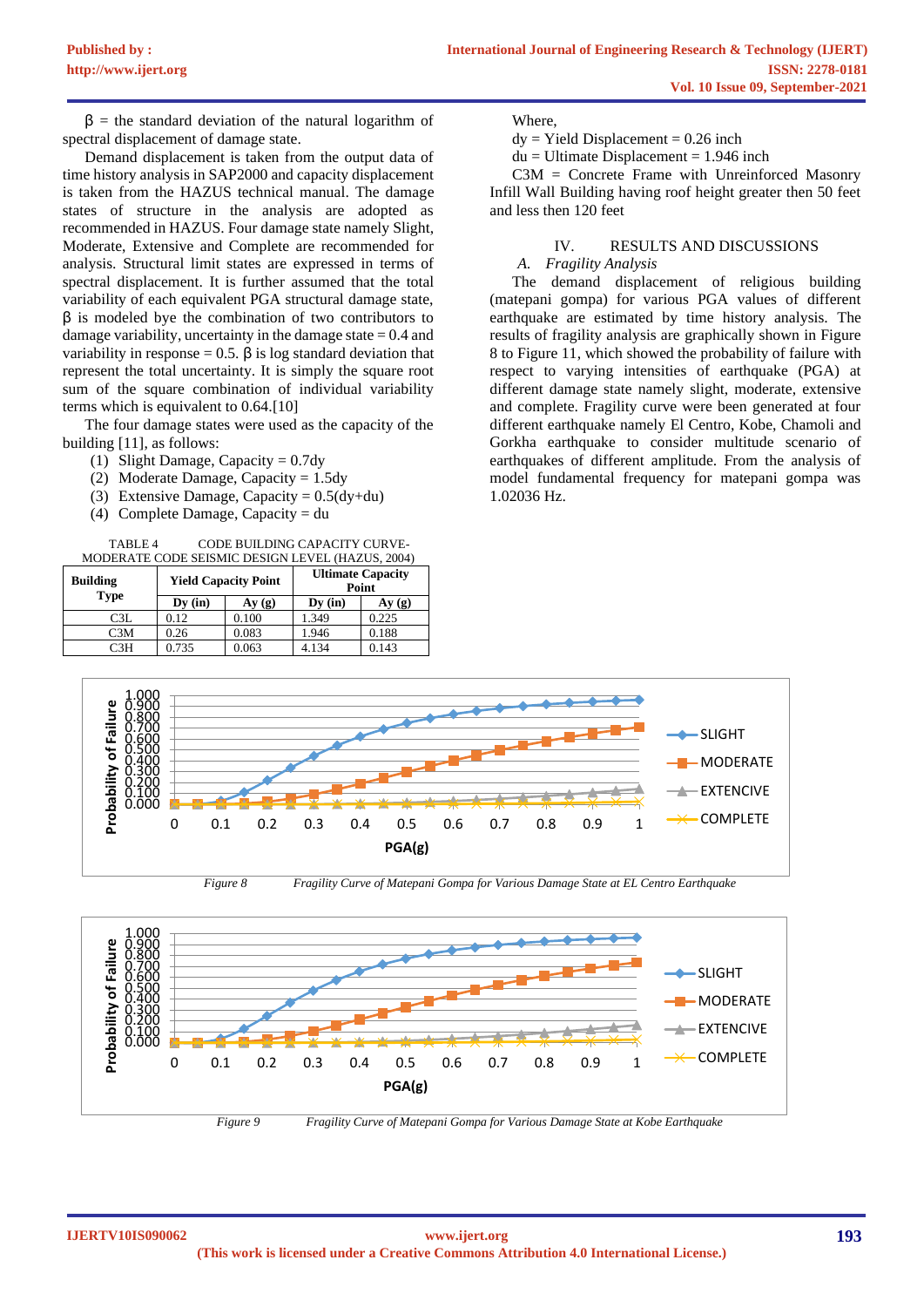$\beta$ = the standard deviation of the natural logarithm of spectral displacement of damage state.

Demand displacement is taken from the output data of time history analysis in SAP2000 and capacity displacement is taken from the HAZUS technical manual. The damage states of structure in the analysis are adopted as recommended in HAZUS. Four damage state namely Slight, Moderate, Extensive and Complete are recommended for analysis. Structural limit states are expressed in terms of spectral displacement. It is further assumed that the total variability of each equivalent PGA structural damage state, $\beta$ is modeled bye the combination of two contributors to damage variability, uncertainty in the damage state = 0.4 and variability in response = 0.5. $\beta$ is log standard deviation that represent the total uncertainty. It is simply the square root sum of the square combination of individual variability terms which is equivalent to 0.64.[10]

The four damage states were used as the capacity of the building [11], as follows:

1. Slight Damage, Capacity = 0.7dy
2. Moderate Damage, Capacity = 1.5dy
3. Extensive Damage, Capacity = 0.5(dy+du)
4. Complete Damage, Capacity = du

TABLE 4 CODE BUILDING CAPACITY CURVE-MODERATE CODE SEISMIC DESIGN LEVEL (HAZUS, 2004)

| Building Type | Yield Capacity Point | | Ultimate Capacity Point | |
|---|---|---|---|---|
| | Dy (in) | Ay (g) | Dy (in) | Ay (g) |
| C3L | 0.12 | 0.100 | 1.349 | 0.225 |
| C3M | 0.26 | 0.083 | 1.946 | 0.188 |
| C3H | 0.735 | 0.063 | 4.134 | 0.143 |

Where,

dy = Yield Displacement = 0.26 inch

du = Ultimate Displacement = 1.946 inch

C3M = Concrete Frame with Unreinforced Masonry Infill Wall Building having roof height greater then 50 feet and less then 120 feet

## IV. RESULTS AND DISCUSSIONS

### *A. Fragility Analysis*

The demand displacement of religious building (matepani gompa) for various PGA values of different earthquake are estimated by time history analysis. The results of fragility analysis are graphically shown in Figure 8 to Figure 11, which showed the probability of failure with respect to varying intensities of earthquake (PGA) at different damage state namely slight, moderate, extensive and complete. Fragility curve were been generated at four different earthquake namely El Centro, Kobe, Chamoli and Gorkha earthquake to consider multitude scenario of earthquakes of different amplitude. From the analysis of model fundamental frequency for matepani gompa was 1.02036 Hz.

Probability of Failure
1.000
0.900
0.800
0.700
0.600
0.500
0.400
0.300
0.200
0.100
0.000
0 0.1 0.2 0.3 0.4 0.5 0.6 0.7 0.8 0.9 1
PGA(g)
SLIGHT
MODERATE
EXTENCIVE
COMPLETE

*Figure 8 Fragility Curve of Matepani Gompa for Various Damage State at EL Centro Earthquake*

Probability of Failure
1.000
0.900
0.800
0.700
0.600
0.500
0.400
0.300
0.200
0.100
0.000
0 0.1 0.2 0.3 0.4 0.5 0.6 0.7 0.8 0.9 1
PGA(g)
SLIGHT
MODERATE
EXTENCIVE
COMPLETE

*Figure 9 Fragility Curve of Matepani Gompa for Various Damage State at Kobe Earthquake*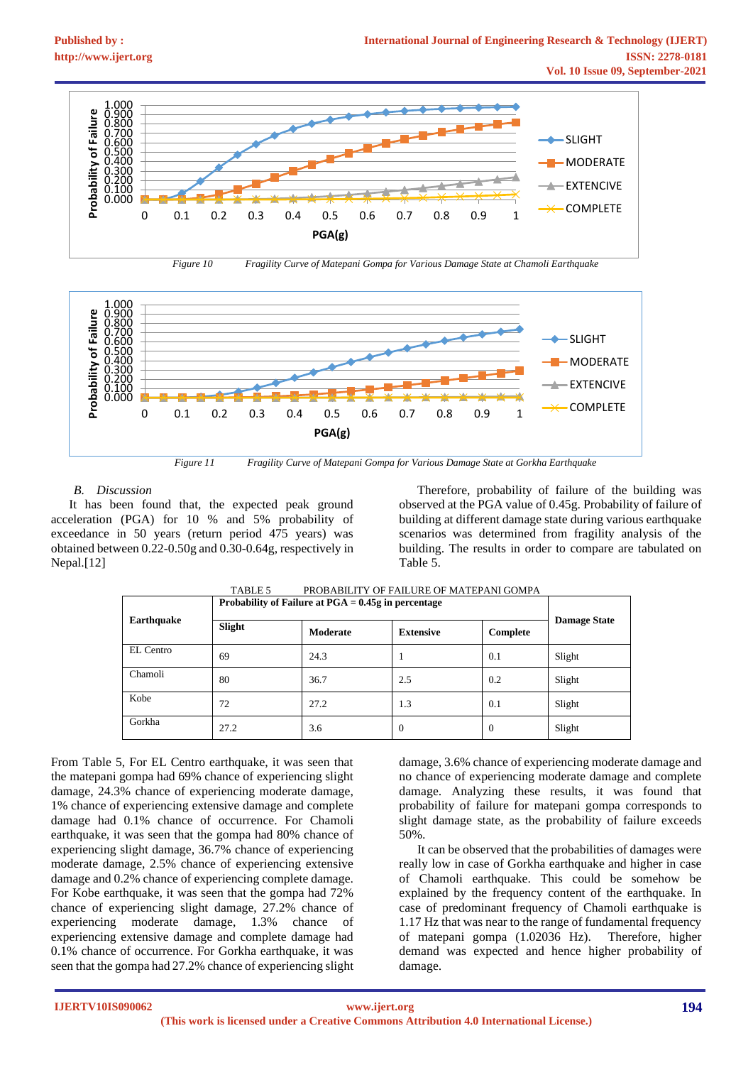1.000
0.900
0.800
0.700
0.600
0.500
0.400
0.300
0.200
0.100
0.000

Probability of Failure

0 0.1 0.2 0.3 0.4 0.5 0.6 0.7 0.8 0.9 1

PGA(g)

SLIGHT
MODERATE
EXTENCIVE
COMPLETE

*Figure 10 Fragility Curve of Matepani Gompa for Various Damage State at Chamoli Earthquake*

1.000
0.900
0.800
0.700
0.600
0.500
0.400
0.300
0.200
0.100
0.000

Probability of Failure

0 0.1 0.2 0.3 0.4 0.5 0.6 0.7 0.8 0.9 1

PGA(g)

SLIGHT
MODERATE
EXTENCIVE
COMPLETE

*Figure 11 Fragility Curve of Matepani Gompa for Various Damage State at Gorkha Earthquake*

### *B. Discussion*

It has been found that, the expected peak ground acceleration (PGA) for 10 % and 5% probability of exceedance in 50 years (return period 475 years) was obtained between 0.22-0.50g and 0.30-0.64g, respectively in Nepal.[12]

Therefore, probability of failure of the building was observed at the PGA value of 0.45g. Probability of failure of building at different damage state during various earthquake scenarios was determined from fragility analysis of the building. The results in order to compare are tabulated on Table 5.

TABLE 5 PROBABILITY OF FAILURE OF MATEPANI GOMPA

| Earthquake | Probability of Failure at PGA = 0.45g in percentage | | | | Damage State |
|---|---|---|---|---|---|
| | **Slight** | **Moderate** | **Extensive** | **Complete** | |
| EL Centro | 69 | 24.3 | 1 | 0.1 | Slight |
| Chamoli | 80 | 36.7 | 2.5 | 0.2 | Slight |
| Kobe | 72 | 27.2 | 1.3 | 0.1 | Slight |
| Gorkha | 27.2 | 3.6 | 0 | 0 | Slight |

From Table 5, For EL Centro earthquake, it was seen that the matepani gompa had 69% chance of experiencing slight damage, 24.3% chance of experiencing moderate damage, 1% chance of experiencing extensive damage and complete damage had 0.1% chance of occurrence. For Chamoli earthquake, it was seen that the gompa had 80% chance of experiencing slight damage, 36.7% chance of experiencing moderate damage, 2.5% chance of experiencing extensive damage and 0.2% chance of experiencing complete damage. For Kobe earthquake, it was seen that the gompa had 72% chance of experiencing slight damage, 27.2% chance of experiencing moderate damage, 1.3% chance of experiencing extensive damage and complete damage had 0.1% chance of occurrence. For Gorkha earthquake, it was seen that the gompa had 27.2% chance of experiencing slight damage, 3.6% chance of experiencing moderate damage and no chance of experiencing moderate damage and complete damage. Analyzing these results, it was found that probability of failure for matepani gompa corresponds to slight damage state, as the probability of failure exceeds 50%.

It can be observed that the probabilities of damages were really low in case of Gorkha earthquake and higher in case of Chamoli earthquake. This could be somehow be explained by the frequency content of the earthquake. In case of predominant frequency of Chamoli earthquake is 1.17 Hz that was near to the range of fundamental frequency of matepani gompa (1.02036 Hz). Therefore, higher demand was expected and hence higher probability of damage.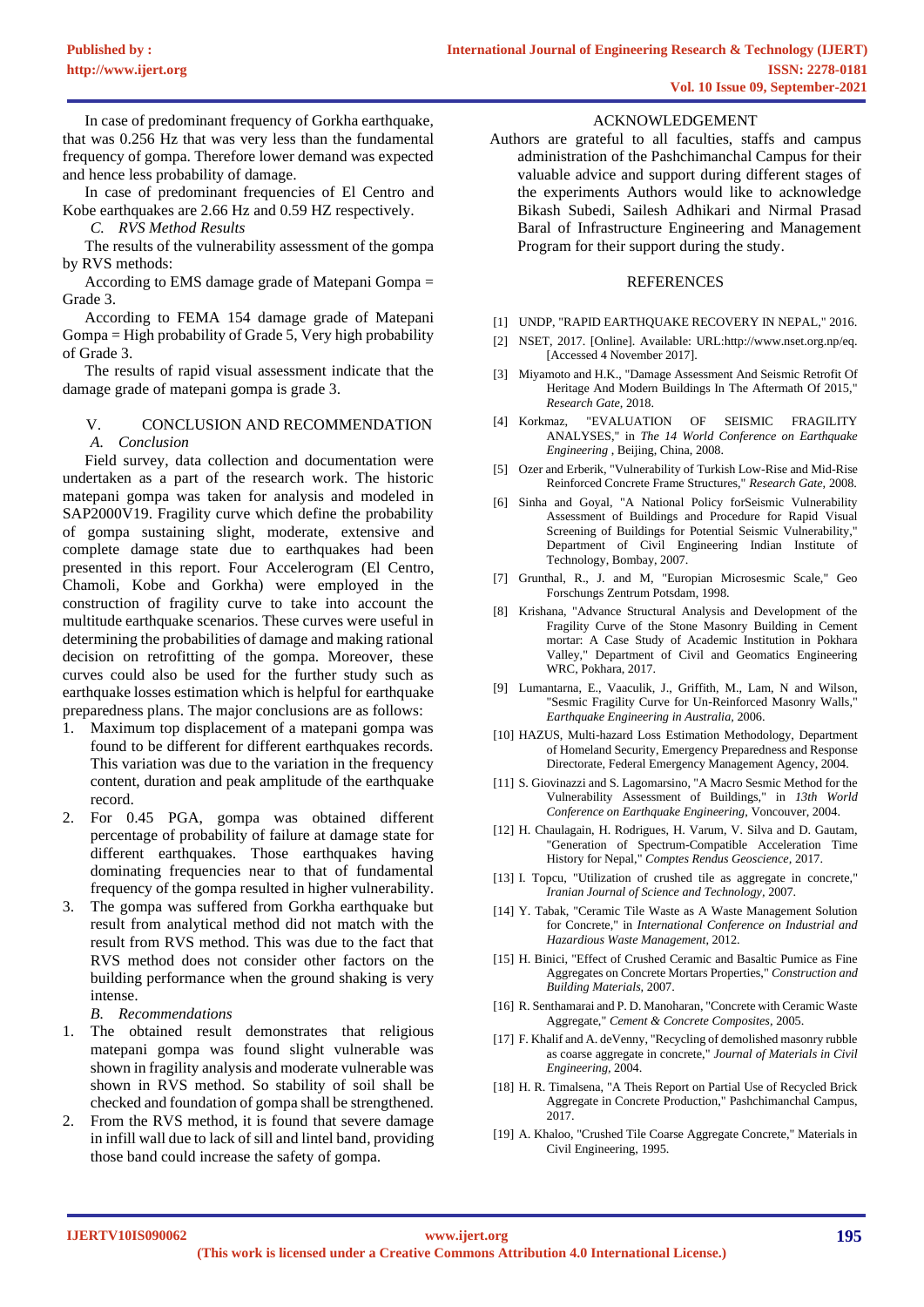In case of predominant frequency of Gorkha earthquake, that was 0.256 Hz that was very less than the fundamental frequency of gompa. Therefore lower demand was expected and hence less probability of damage.

In case of predominant frequencies of El Centro and Kobe earthquakes are 2.66 Hz and 0.59 HZ respectively.

### *C. RVS Method Results*

The results of the vulnerability assessment of the gompa by RVS methods:

According to EMS damage grade of Matepani Gompa = Grade 3.

According to FEMA 154 damage grade of Matepani Gompa = High probability of Grade 5, Very high probability of Grade 3.

The results of rapid visual assessment indicate that the damage grade of matepani gompa is grade 3.

## V. CONCLUSION AND RECOMMENDATION

### *A. Conclusion*

Field survey, data collection and documentation were undertaken as a part of the research work. The historic matepani gompa was taken for analysis and modeled in SAP2000V19. Fragility curve which define the probability of gompa sustaining slight, moderate, extensive and complete damage state due to earthquakes had been presented in this report. Four Accelerogram (El Centro, Chamoli, Kobe and Gorkha) were employed in the construction of fragility curve to take into account the multitude earthquake scenarios. These curves were useful in determining the probabilities of damage and making rational decision on retrofitting of the gompa. Moreover, these curves could also be used for the further study such as earthquake losses estimation which is helpful for earthquake preparedness plans. The major conclusions are as follows:

1. Maximum top displacement of a matepani gompa was found to be different for different earthquakes records. This variation was due to the variation in the frequency content, duration and peak amplitude of the earthquake record.
2. For 0.45 PGA, gompa was obtained different percentage of probability of failure at damage state for different earthquakes. Those earthquakes having dominating frequencies near to that of fundamental frequency of the gompa resulted in higher vulnerability.
3. The gompa was suffered from Gorkha earthquake but result from analytical method did not match with the result from RVS method. This was due to the fact that RVS method does not consider other factors on the building performance when the ground shaking is very intense.

### *B. Recommendations*

1. The obtained result demonstrates that religious matepani gompa was found slight vulnerable was shown in fragility analysis and moderate vulnerable was shown in RVS method. So stability of soil shall be checked and foundation of gompa shall be strengthened.
2. From the RVS method, it is found that severe damage in infill wall due to lack of sill and lintel band, providing those band could increase the safety of gompa.

## ACKNOWLEDGEMENT

Authors are grateful to all faculties, staffs and campus administration of the Pashchimanchal Campus for their valuable advice and support during different stages of the experiments Authors would like to acknowledge Bikash Subedi, Sailesh Adhikari and Nirmal Prasad Baral of Infrastructure Engineering and Management Program for their support during the study.

## REFERENCES

[1] UNDP, "RAPID EARTHQUAKE RECOVERY IN NEPAL," 2016.

[2] NSET, 2017. [Online]. Available: URL:http://www.nset.org.np/eq. [Accessed 4 November 2017].

[3] Miyamoto and H.K., "Damage Assessment And Seismic Retrofit Of Heritage And Modern Buildings In The Aftermath Of 2015," *Research Gate,* 2018.

[4] Korkmaz, "EVALUATION OF SEISMIC FRAGILITY ANALYSES," in *The 14 World Conference on Earthquake Engineering* , Beijing, China, 2008.

[5] Ozer and Erberik, "Vulnerability of Turkish Low-Rise and Mid-Rise Reinforced Concrete Frame Structures," *Research Gate,* 2008.

[6] Sinha and Goyal, "A National Policy forSeismic Vulnerability Assessment of Buildings and Procedure for Rapid Visual Screening of Buildings for Potential Seismic Vulnerability," Department of Civil Engineering Indian Institute of Technology, Bombay, 2007.

[7] Grunthal, R., J. and M, "Europian Microsesmic Scale," Geo Forschungs Zentrum Potsdam, 1998.

[8] Krishana, "Advance Structural Analysis and Development of the Fragility Curve of the Stone Masonry Building in Cement mortar: A Case Study of Academic Institution in Pokhara Valley," Department of Civil and Geomatics Engineering WRC, Pokhara, 2017.

[9] Lumantarna, E., Vaaculik, J., Griffith, M., Lam, N and Wilson, "Sesmic Fragility Curve for Un-Reinforced Masonry Walls," *Earthquake Engineering in Australia,* 2006.

[10] HAZUS, Multi-hazard Loss Estimation Methodology, Department of Homeland Security, Emergency Preparedness and Response Directorate, Federal Emergency Management Agency, 2004.

[11] S. Giovinazzi and S. Lagomarsino, "A Macro Sesmic Method for the Vulnerability Assessment of Buildings," in *13th World Conference on Earthquake Engineering,* Voncouver, 2004.

[12] H. Chaulagain, H. Rodrigues, H. Varum, V. Silva and D. Gautam, "Generation of Spectrum-Compatible Acceleration Time History for Nepal," *Comptes Rendus Geoscience,* 2017.

[13] I. Topcu, "Utilization of crushed tile as aggregate in concrete," *Iranian Journal of Science and Technology,* 2007.

[14] Y. Tabak, "Ceramic Tile Waste as A Waste Management Solution for Concrete," in *International Conference on Industrial and Hazardious Waste Management,* 2012.

[15] H. Binici, "Effect of Crushed Ceramic and Basaltic Pumice as Fine Aggregates on Concrete Mortars Properties," *Construction and Building Materials,* 2007.

[16] R. Senthamarai and P. D. Manoharan, "Concrete with Ceramic Waste Aggregate," *Cement & Concrete Composites,* 2005.

[17] F. Khalif and A. deVenny, "Recycling of demolished masonry rubble as coarse aggregate in concrete," *Journal of Materials in Civil Engineering,* 2004.

[18] H. R. Timalsena, "A Theis Report on Partial Use of Recycled Brick Aggregate in Concrete Production," Pashchimanchal Campus, 2017.

[19] A. Khaloo, "Crushed Tile Coarse Aggregate Concrete," Materials in Civil Engineering, 1995.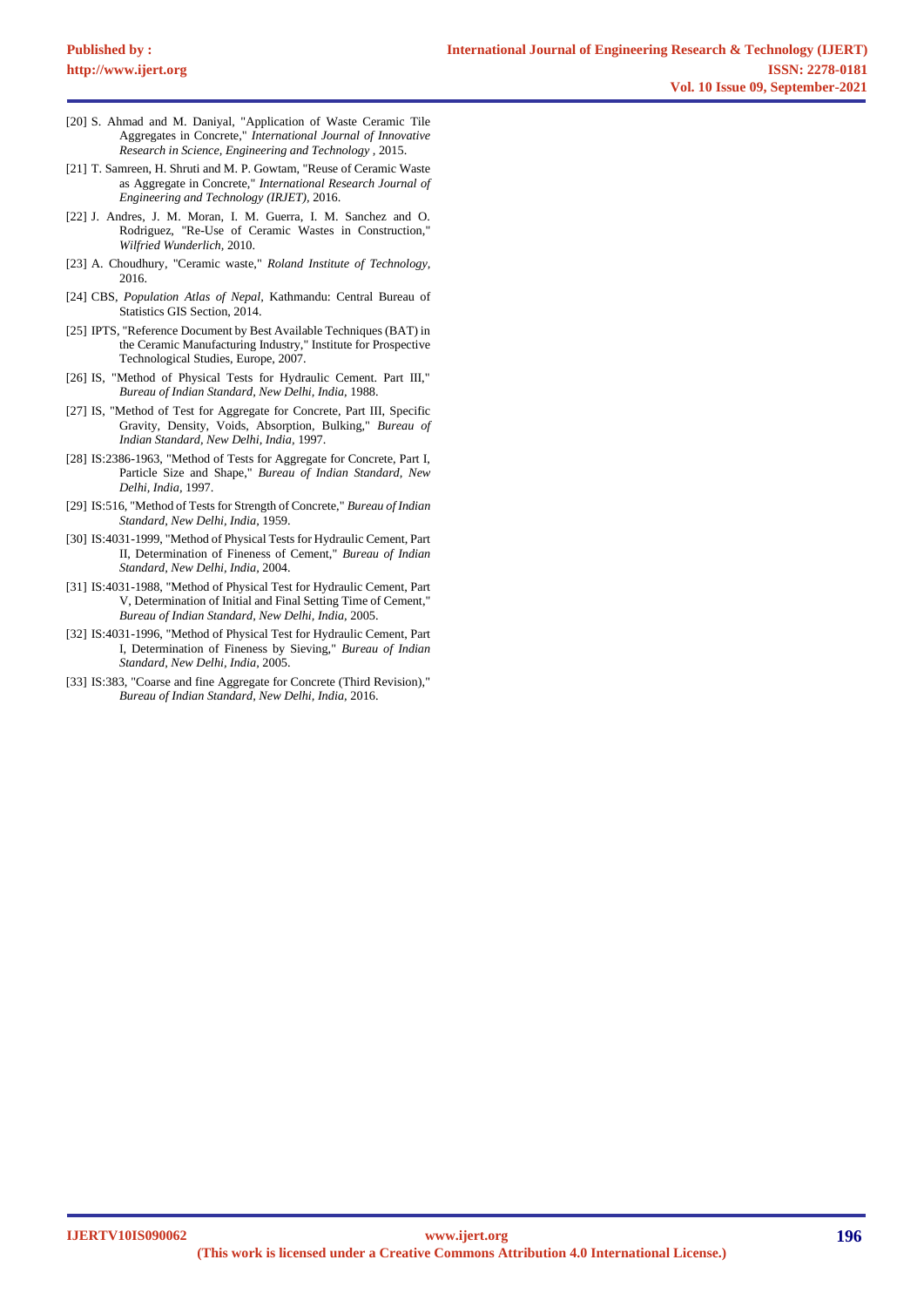[20] S. Ahmad and M. Daniyal, "Application of Waste Ceramic Tile Aggregates in Concrete," *International Journal of Innovative Research in Science, Engineering and Technology* , 2015.

[21] T. Samreen, H. Shruti and M. P. Gowtam, "Reuse of Ceramic Waste as Aggregate in Concrete," *International Research Journal of Engineering and Technology (IRJET),* 2016.

[22] J. Andres, J. M. Moran, I. M. Guerra, I. M. Sanchez and O. Rodriguez, "Re-Use of Ceramic Wastes in Construction," *Wilfried Wunderlich,* 2010.

[23] A. Choudhury, "Ceramic waste," *Roland Institute of Technology,* 2016.

[24] CBS, *Population Atlas of Nepal,* Kathmandu: Central Bureau of Statistics GIS Section, 2014.

[25] IPTS, "Reference Document by Best Available Techniques (BAT) in the Ceramic Manufacturing Industry," Institute for Prospective Technological Studies, Europe, 2007.

[26] IS, "Method of Physical Tests for Hydraulic Cement. Part III," *Bureau of Indian Standard, New Delhi, India,* 1988.

[27] IS, "Method of Test for Aggregate for Concrete, Part III, Specific Gravity, Density, Voids, Absorption, Bulking," *Bureau of Indian Standard, New Delhi, India,* 1997.

[28] IS:2386-1963, "Method of Tests for Aggregate for Concrete, Part I, Particle Size and Shape," *Bureau of Indian Standard, New Delhi, India,* 1997.

[29] IS:516, "Method of Tests for Strength of Concrete," *Bureau of Indian Standard, New Delhi, India,* 1959.

[30] IS:4031-1999, "Method of Physical Tests for Hydraulic Cement, Part II, Determination of Fineness of Cement," *Bureau of Indian Standard, New Delhi, India,* 2004.

[31] IS:4031-1988, "Method of Physical Test for Hydraulic Cement, Part V, Determination of Initial and Final Setting Time of Cement," *Bureau of Indian Standard, New Delhi, India,* 2005.

[32] IS:4031-1996, "Method of Physical Test for Hydraulic Cement, Part I, Determination of Fineness by Sieving," *Bureau of Indian Standard, New Delhi, India,* 2005.

[33] IS:383, "Coarse and fine Aggregate for Concrete (Third Revision)," *Bureau of Indian Standard, New Delhi, India,* 2016.